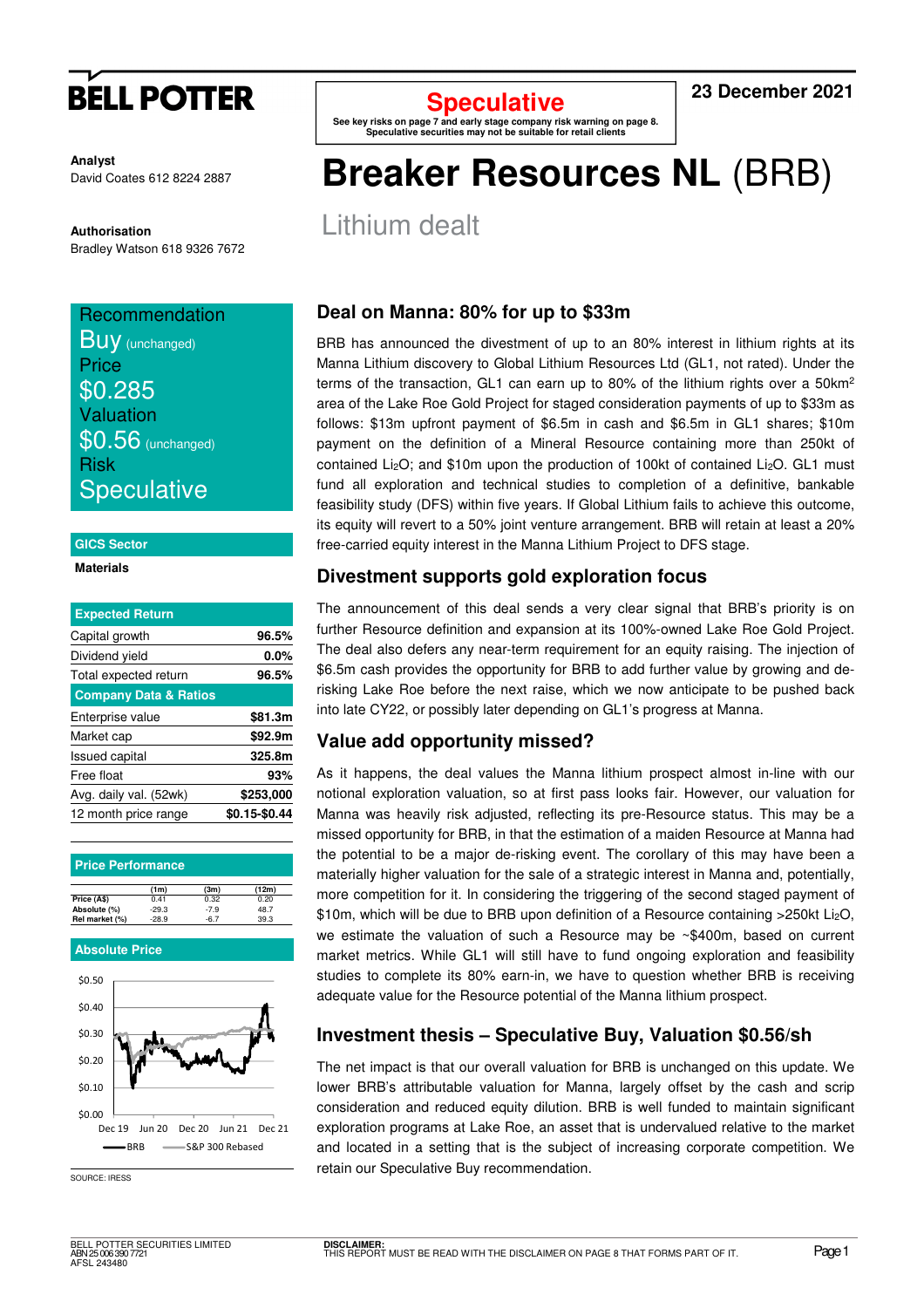**Speculative**

See key risks on page 7 and early stage company risk warning on page 8. Speculative securities may not be suitable for retail clients

23 December 2021

**Analyst**
David Coates 612 8224 2887

**Authorisation**
Bradley Watson 618 9326 7672

# Breaker Resources NL (BRB)

## Lithium dealt

Recommendation
**Buy** (unchanged)
Price
**$0.285**
Valuation
**$0.56** (unchanged)
Risk
**Speculative**

**GICS Sector**

Materials

| Expected Return | |
|---|---|
| Capital growth | 96.5% |
| Dividend yield | 0.0% |
| Total expected return | 96.5% |
| **Company Data & Ratios** | |
| Enterprise value | $81.3m |
| Market cap | $92.9m |
| Issued capital | 325.8m |
| Free float | 93% |
| Avg. daily val. (52wk) | $253,000 |
| 12 month price range | $0.15-$0.44 |

**Price Performance**

| | (1m) | (3m) | (12m) |
|---|---|---|---|
| Price (A$) | 0.41 | 0.32 | 0.20 |
| Absolute (%) | -29.3 | -7.9 | 48.7 |
| Rel market (%) | -28.9 | -6.7 | 39.3 |

**Absolute Price**

SOURCE: IRESS

## Deal on Manna: 80% for up to $33m

BRB has announced the divestment of up to an 80% interest in lithium rights at its Manna Lithium discovery to Global Lithium Resources Ltd (GL1, not rated). Under the terms of the transaction, GL1 can earn up to 80% of the lithium rights over a 50km$^2$ area of the Lake Roe Gold Project for staged consideration payments of up to $33m as follows: $13m upfront payment of $6.5m in cash and $6.5m in GL1 shares; $10m payment on the definition of a Mineral Resource containing more than 250kt of contained $Li_2O$; and $10m upon the production of 100kt of contained $Li_2O$. GL1 must fund all exploration and technical studies to completion of a definitive, bankable feasibility study (DFS) within five years. If Global Lithium fails to achieve this outcome, its equity will revert to a 50% joint venture arrangement. BRB will retain at least a 20% free-carried equity interest in the Manna Lithium Project to DFS stage.

## Divestment supports gold exploration focus

The announcement of this deal sends a very clear signal that BRB's priority is on further Resource definition and expansion at its 100%-owned Lake Roe Gold Project. The deal also defers any near-term requirement for an equity raising. The injection of $6.5m cash provides the opportunity for BRB to add further value by growing and de-risking Lake Roe before the next raise, which we now anticipate to be pushed back into late CY22, or possibly later depending on GL1's progress at Manna.

## Value add opportunity missed?

As it happens, the deal values the Manna lithium prospect almost in-line with our notional exploration valuation, so at first pass looks fair. However, our valuation for Manna was heavily risk adjusted, reflecting its pre-Resource status. This may be a missed opportunity for BRB, in that the estimation of a maiden Resource at Manna had the potential to be a major de-risking event. The corollary of this may have been a materially higher valuation for the sale of a strategic interest in Manna and, potentially, more competition for it. In considering the triggering of the second staged payment of $10m, which will be due to BRB upon definition of a Resource containing >250kt $Li_2O$, we estimate the valuation of such a Resource may be ~$400m, based on current market metrics. While GL1 will still have to fund ongoing exploration and feasibility studies to complete its 80% earn-in, we have to question whether BRB is receiving adequate value for the Resource potential of the Manna lithium prospect.

## Investment thesis – Speculative Buy, Valuation $0.56/sh

The net impact is that our overall valuation for BRB is unchanged on this update. We lower BRB's attributable valuation for Manna, largely offset by the cash and scrip consideration and reduced equity dilution. BRB is well funded to maintain significant exploration programs at Lake Roe, an asset that is undervalued relative to the market and located in a setting that is the subject of increasing corporate competition. We retain our Speculative Buy recommendation.

BELL POTTER SECURITIES LIMITED
ABN 25 006 390 7721
AFSL 243480

**DISCLAIMER:**
THIS REPORT MUST BE READ WITH THE DISCLAIMER ON PAGE 8 THAT FORMS PART OF IT.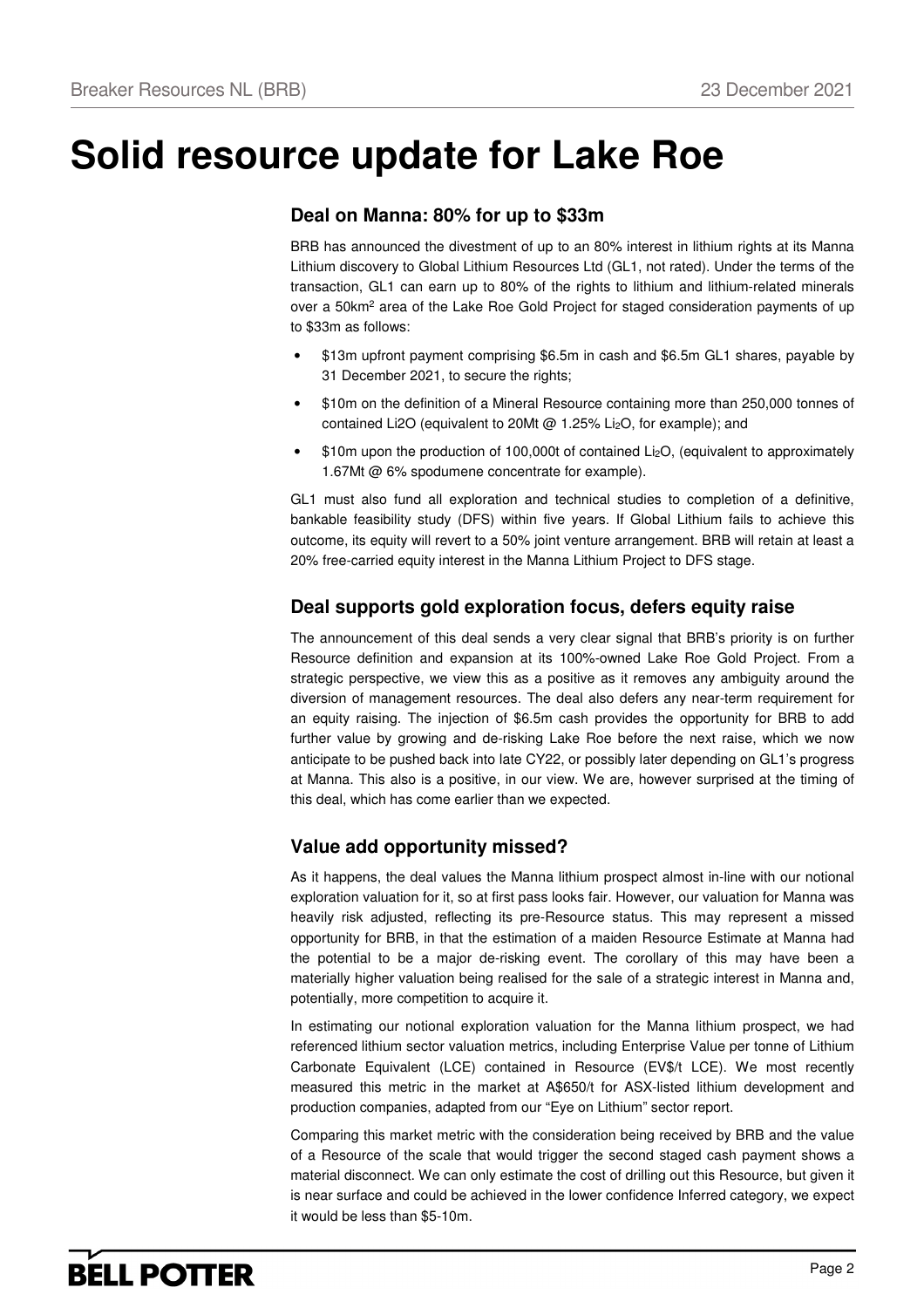# Solid resource update for Lake Roe

## Deal on Manna: 80% for up to $33m

BRB has announced the divestment of up to an 80% interest in lithium rights at its Manna Lithium discovery to Global Lithium Resources Ltd (GL1, not rated). Under the terms of the transaction, GL1 can earn up to 80% of the rights to lithium and lithium-related minerals over a 50km$^2$ area of the Lake Roe Gold Project for staged consideration payments of up to $33m as follows:

- $13m upfront payment comprising $6.5m in cash and $6.5m GL1 shares, payable by 31 December 2021, to secure the rights;
- $10m on the definition of a Mineral Resource containing more than 250,000 tonnes of contained Li2O (equivalent to 20Mt @ 1.25% $Li_2O$, for example); and
- $10m upon the production of 100,000t of contained $Li_2O$, (equivalent to approximately 1.67Mt @ 6% spodumene concentrate for example).

GL1 must also fund all exploration and technical studies to completion of a definitive, bankable feasibility study (DFS) within five years. If Global Lithium fails to achieve this outcome, its equity will revert to a 50% joint venture arrangement. BRB will retain at least a 20% free-carried equity interest in the Manna Lithium Project to DFS stage.

## Deal supports gold exploration focus, defers equity raise

The announcement of this deal sends a very clear signal that BRB's priority is on further Resource definition and expansion at its 100%-owned Lake Roe Gold Project. From a strategic perspective, we view this as a positive as it removes any ambiguity around the diversion of management resources. The deal also defers any near-term requirement for an equity raising. The injection of $6.5m cash provides the opportunity for BRB to add further value by growing and de-risking Lake Roe before the next raise, which we now anticipate to be pushed back into late CY22, or possibly later depending on GL1's progress at Manna. This also is a positive, in our view. We are, however surprised at the timing of this deal, which has come earlier than we expected.

## Value add opportunity missed?

As it happens, the deal values the Manna lithium prospect almost in-line with our notional exploration valuation for it, so at first pass looks fair. However, our valuation for Manna was heavily risk adjusted, reflecting its pre-Resource status. This may represent a missed opportunity for BRB, in that the estimation of a maiden Resource Estimate at Manna had the potential to be a major de-risking event. The corollary of this may have been a materially higher valuation being realised for the sale of a strategic interest in Manna and, potentially, more competition to acquire it.

In estimating our notional exploration valuation for the Manna lithium prospect, we had referenced lithium sector valuation metrics, including Enterprise Value per tonne of Lithium Carbonate Equivalent (LCE) contained in Resource (EV$/t LCE). We most recently measured this metric in the market at A$650/t for ASX-listed lithium development and production companies, adapted from our "Eye on Lithium" sector report.

Comparing this market metric with the consideration being received by BRB and the value of a Resource of the scale that would trigger the second staged cash payment shows a material disconnect. We can only estimate the cost of drilling out this Resource, but given it is near surface and could be achieved in the lower confidence Inferred category, we expect it would be less than $5-10m.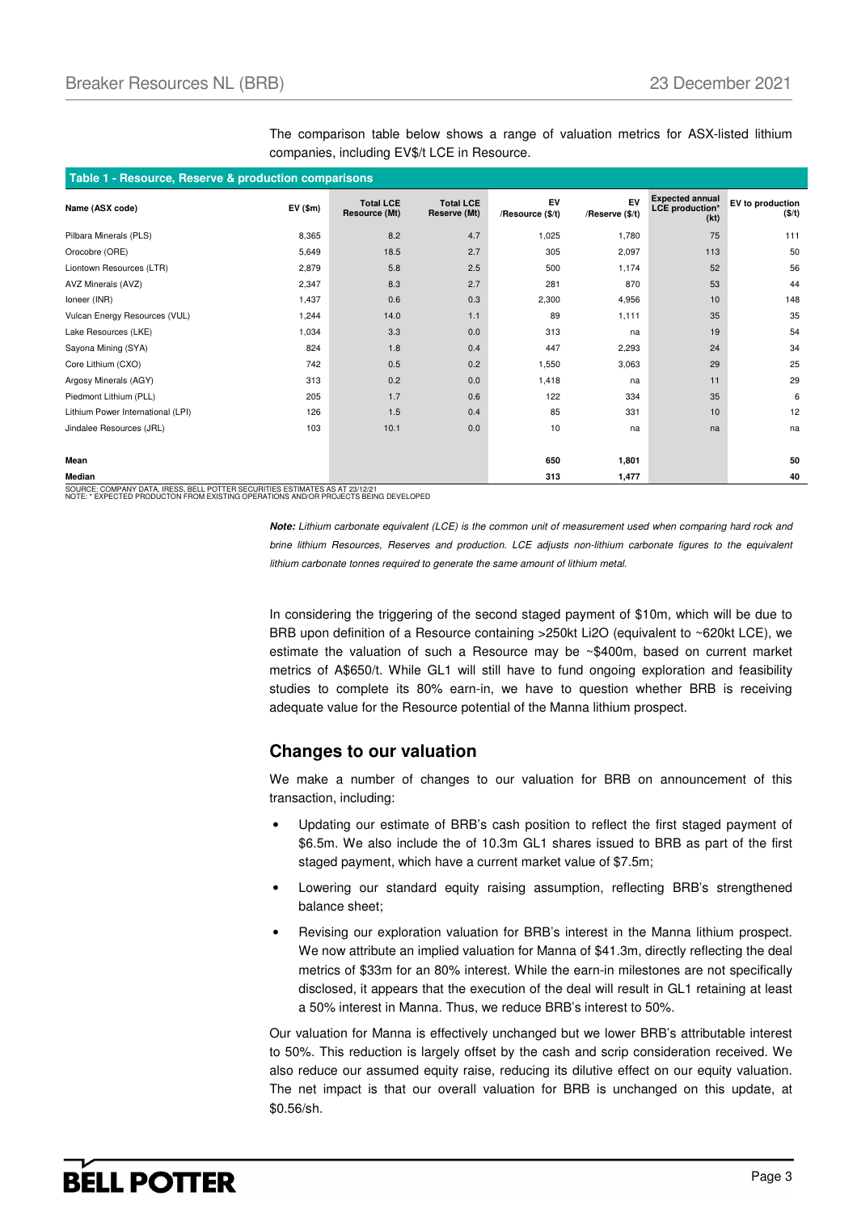The comparison table below shows a range of valuation metrics for ASX-listed lithium companies, including EV$/t LCE in Resource.

**Table 1 - Resource, Reserve & production comparisons**

| Name (ASX code) | EV ($m) | Total LCE Resource (Mt) | Total LCE Reserve (Mt) | EV /Resource ($/t) | EV /Reserve ($/t) | Expected annual LCE production* (kt) | EV to production ($/t) |
|---|---|---|---|---|---|---|---|
| Pilbara Minerals (PLS) | 8,365 | 8.2 | 4.7 | 1,025 | 1,780 | 75 | 111 |
| Orocobre (ORE) | 5,649 | 18.5 | 2.7 | 305 | 2,097 | 113 | 50 |
| Liontown Resources (LTR) | 2,879 | 5.8 | 2.5 | 500 | 1,174 | 52 | 56 |
| AVZ Minerals (AVZ) | 2,347 | 8.3 | 2.7 | 281 | 870 | 53 | 44 |
| Ioneer (INR) | 1,437 | 0.6 | 0.3 | 2,300 | 4,956 | 10 | 148 |
| Vulcan Energy Resources (VUL) | 1,244 | 14.0 | 1.1 | 89 | 1,111 | 35 | 35 |
| Lake Resources (LKE) | 1,034 | 3.3 | 0.0 | 313 | na | 19 | 54 |
| Sayona Mining (SYA) | 824 | 1.8 | 0.4 | 447 | 2,293 | 24 | 34 |
| Core Lithium (CXO) | 742 | 0.5 | 0.2 | 1,550 | 3,063 | 29 | 25 |
| Argosy Minerals (AGY) | 313 | 0.2 | 0.0 | 1,418 | na | 11 | 29 |
| Piedmont Lithium (PLL) | 205 | 1.7 | 0.6 | 122 | 334 | 35 | 6 |
| Lithium Power International (LPI) | 126 | 1.5 | 0.4 | 85 | 331 | 10 | 12 |
| Jindalee Resources (JRL) | 103 | 10.1 | 0.0 | 10 | na | na | na |
| **Mean** | | | | **650** | **1,801** | | **50** |
| **Median** | | | | **313** | **1,477** | | **40** |

SOURCE: COMPANY DATA, IRESS, BELL POTTER SECURITIES ESTIMATES AS AT 23/12/21
NOTE: * EXPECTED PRODUCTON FROM EXISTING OPERATIONS AND/OR PROJECTS BEING DEVELOPED

***Note:** Lithium carbonate equivalent (LCE) is the common unit of measurement used when comparing hard rock and brine lithium Resources, Reserves and production. LCE adjusts non-lithium carbonate figures to the equivalent lithium carbonate tonnes required to generate the same amount of lithium metal.*

In considering the triggering of the second staged payment of $10m, which will be due to BRB upon definition of a Resource containing >250kt Li2O (equivalent to ~620kt LCE), we estimate the valuation of such a Resource may be ~$400m, based on current market metrics of A$650/t. While GL1 will still have to fund ongoing exploration and feasibility studies to complete its 80% earn-in, we have to question whether BRB is receiving adequate value for the Resource potential of the Manna lithium prospect.

## Changes to our valuation

We make a number of changes to our valuation for BRB on announcement of this transaction, including:

- Updating our estimate of BRB's cash position to reflect the first staged payment of $6.5m. We also include the of 10.3m GL1 shares issued to BRB as part of the first staged payment, which have a current market value of $7.5m;
- Lowering our standard equity raising assumption, reflecting BRB's strengthened balance sheet;
- Revising our exploration valuation for BRB's interest in the Manna lithium prospect. We now attribute an implied valuation for Manna of $41.3m, directly reflecting the deal metrics of $33m for an 80% interest. While the earn-in milestones are not specifically disclosed, it appears that the execution of the deal will result in GL1 retaining at least a 50% interest in Manna. Thus, we reduce BRB's interest to 50%.

Our valuation for Manna is effectively unchanged but we lower BRB's attributable interest to 50%. This reduction is largely offset by the cash and scrip consideration received. We also reduce our assumed equity raise, reducing its dilutive effect on our equity valuation. The net impact is that our overall valuation for BRB is unchanged on this update, at $0.56/sh.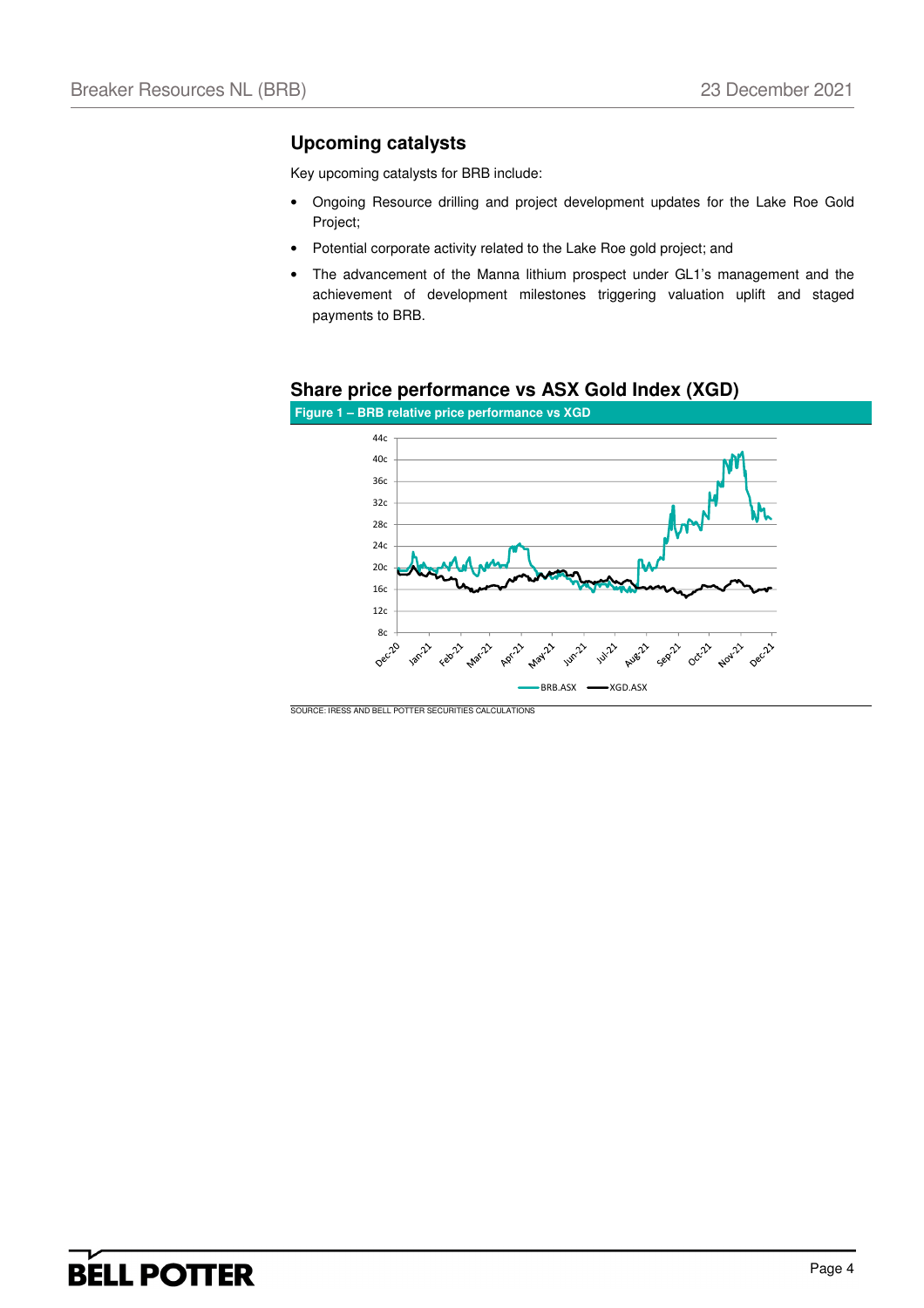## Upcoming catalysts

Key upcoming catalysts for BRB include:

- Ongoing Resource drilling and project development updates for the Lake Roe Gold Project;
- Potential corporate activity related to the Lake Roe gold project; and
- The advancement of the Manna lithium prospect under GL1's management and the achievement of development milestones triggering valuation uplift and staged payments to BRB.

## Share price performance vs ASX Gold Index (XGD)

**Figure 1 – BRB relative price performance vs XGD**

SOURCE: IRESS AND BELL POTTER SECURITIES CALCULATIONS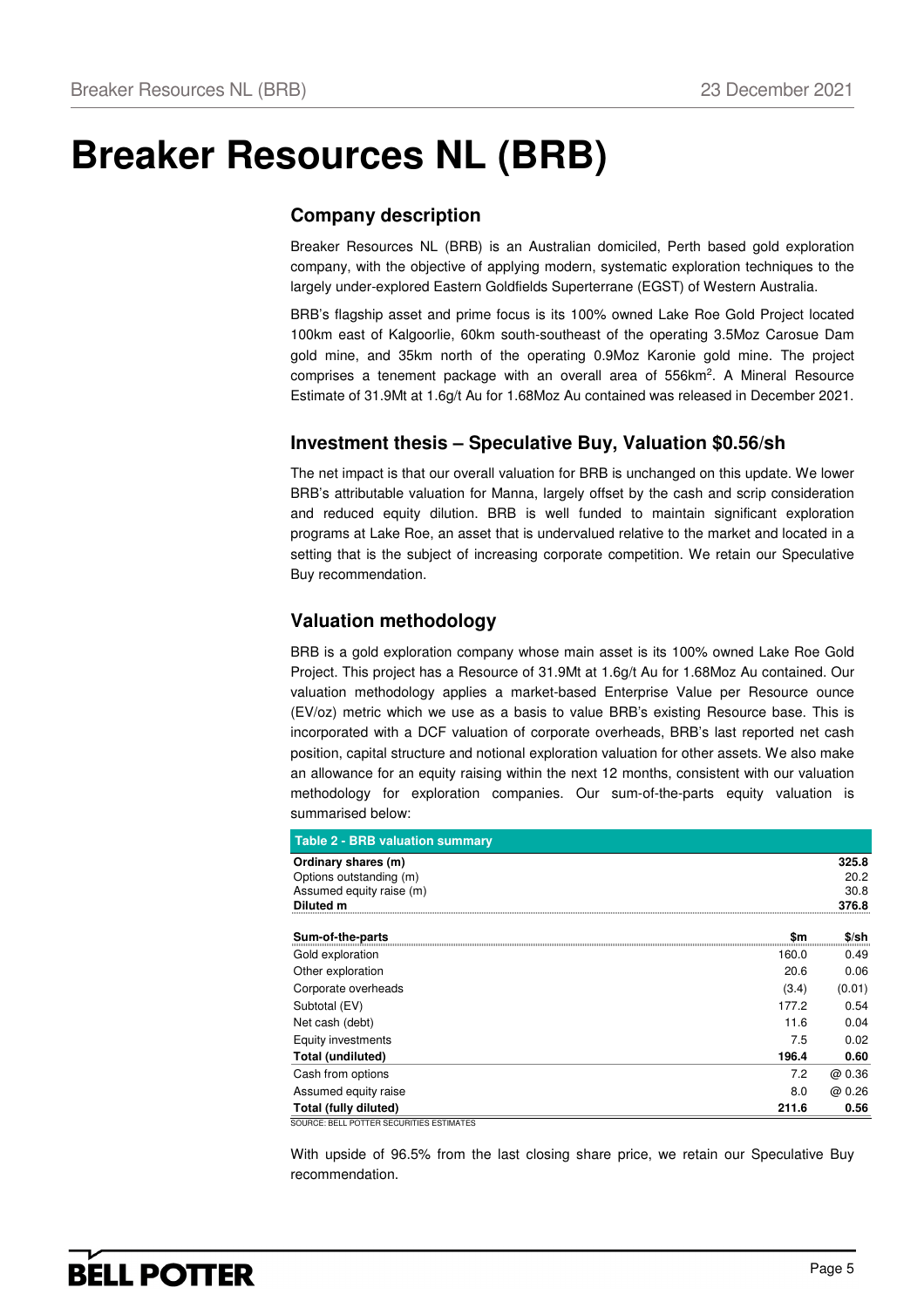# Breaker Resources NL (BRB)

## Company description

Breaker Resources NL (BRB) is an Australian domiciled, Perth based gold exploration company, with the objective of applying modern, systematic exploration techniques to the largely under-explored Eastern Goldfields Superterrane (EGST) of Western Australia.

BRB's flagship asset and prime focus is its 100% owned Lake Roe Gold Project located 100km east of Kalgoorlie, 60km south-southeast of the operating 3.5Moz Carosue Dam gold mine, and 35km north of the operating 0.9Moz Karonie gold mine. The project comprises a tenement package with an overall area of 556km$^2$. A Mineral Resource Estimate of 31.9Mt at 1.6g/t Au for 1.68Moz Au contained was released in December 2021.

## Investment thesis – Speculative Buy, Valuation $0.56/sh

The net impact is that our overall valuation for BRB is unchanged on this update. We lower BRB's attributable valuation for Manna, largely offset by the cash and scrip consideration and reduced equity dilution. BRB is well funded to maintain significant exploration programs at Lake Roe, an asset that is undervalued relative to the market and located in a setting that is the subject of increasing corporate competition. We retain our Speculative Buy recommendation.

## Valuation methodology

BRB is a gold exploration company whose main asset is its 100% owned Lake Roe Gold Project. This project has a Resource of 31.9Mt at 1.6g/t Au for 1.68Moz Au contained. Our valuation methodology applies a market-based Enterprise Value per Resource ounce (EV/oz) metric which we use as a basis to value BRB's existing Resource base. This is incorporated with a DCF valuation of corporate overheads, BRB's last reported net cash position, capital structure and notional exploration valuation for other assets. We also make an allowance for an equity raising within the next 12 months, consistent with our valuation methodology for exploration companies. Our sum-of-the-parts equity valuation is summarised below:

**Table 2 - BRB valuation summary**

| | | |
|---|---|---|
| **Ordinary shares (m)** | | **325.8** |
| Options outstanding (m) | | 20.2 |
| Assumed equity raise (m) | | 30.8 |
| **Diluted m** | | **376.8** |
| | | |
| **Sum-of-the-parts** | **$m** | **$/sh** |
| Gold exploration | 160.0 | 0.49 |
| Other exploration | 20.6 | 0.06 |
| Corporate overheads | (3.4) | (0.01) |
| Subtotal (EV) | 177.2 | 0.54 |
| Net cash (debt) | 11.6 | 0.04 |
| Equity investments | 7.5 | 0.02 |
| **Total (undiluted)** | **196.4** | **0.60** |
| Cash from options | 7.2 | @ 0.36 |
| Assumed equity raise | 8.0 | @ 0.26 |
| **Total (fully diluted)** | **211.6** | **0.56** |

SOURCE: BELL POTTER SECURITIES ESTIMATES

With upside of 96.5% from the last closing share price, we retain our Speculative Buy recommendation.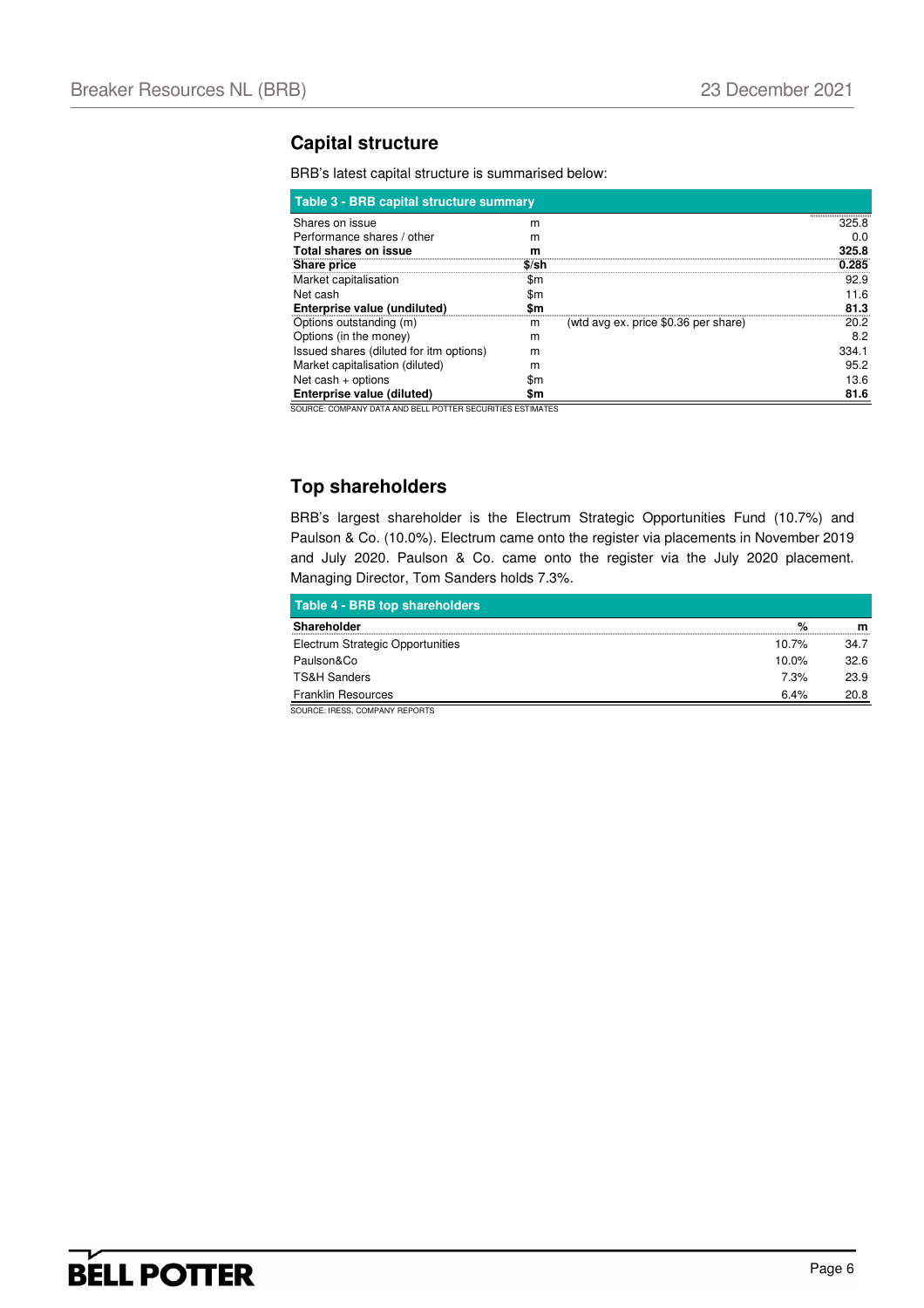## Capital structure

BRB's latest capital structure is summarised below:

**Table 3 - BRB capital structure summary**

| | | | |
|---|---|---|---|
| Shares on issue | m | | 325.8 |
| Performance shares / other | m | | 0.0 |
| **Total shares on issue** | **m** | | **325.8** |
| **Share price** | **$/sh** | | **0.285** |
| Market capitalisation | $m | | 92.9 |
| Net cash | $m | | 11.6 |
| **Enterprise value (undiluted)** | **$m** | | **81.3** |
| Options outstanding (m) | m | (wtd avg ex. price $0.36 per share) | 20.2 |
| Options (in the money) | m | | 8.2 |
| Issued shares (diluted for itm options) | m | | 334.1 |
| Market capitalisation (diluted) | m | | 95.2 |
| Net cash + options | $m | | 13.6 |
| **Enterprise value (diluted)** | **$m** | | **81.6** |

SOURCE: COMPANY DATA AND BELL POTTER SECURITIES ESTIMATES

## Top shareholders

BRB's largest shareholder is the Electrum Strategic Opportunities Fund (10.7%) and Paulson & Co. (10.0%). Electrum came onto the register via placements in November 2019 and July 2020. Paulson & Co. came onto the register via the July 2020 placement. Managing Director, Tom Sanders holds 7.3%.

**Table 4 - BRB top shareholders**

| Shareholder | % | m |
|---|---|---|
| Electrum Strategic Opportunities | 10.7% | 34.7 |
| Paulson&Co | 10.0% | 32.6 |
| TS&H Sanders | 7.3% | 23.9 |
| Franklin Resources | 6.4% | 20.8 |

SOURCE: IRESS, COMPANY REPORTS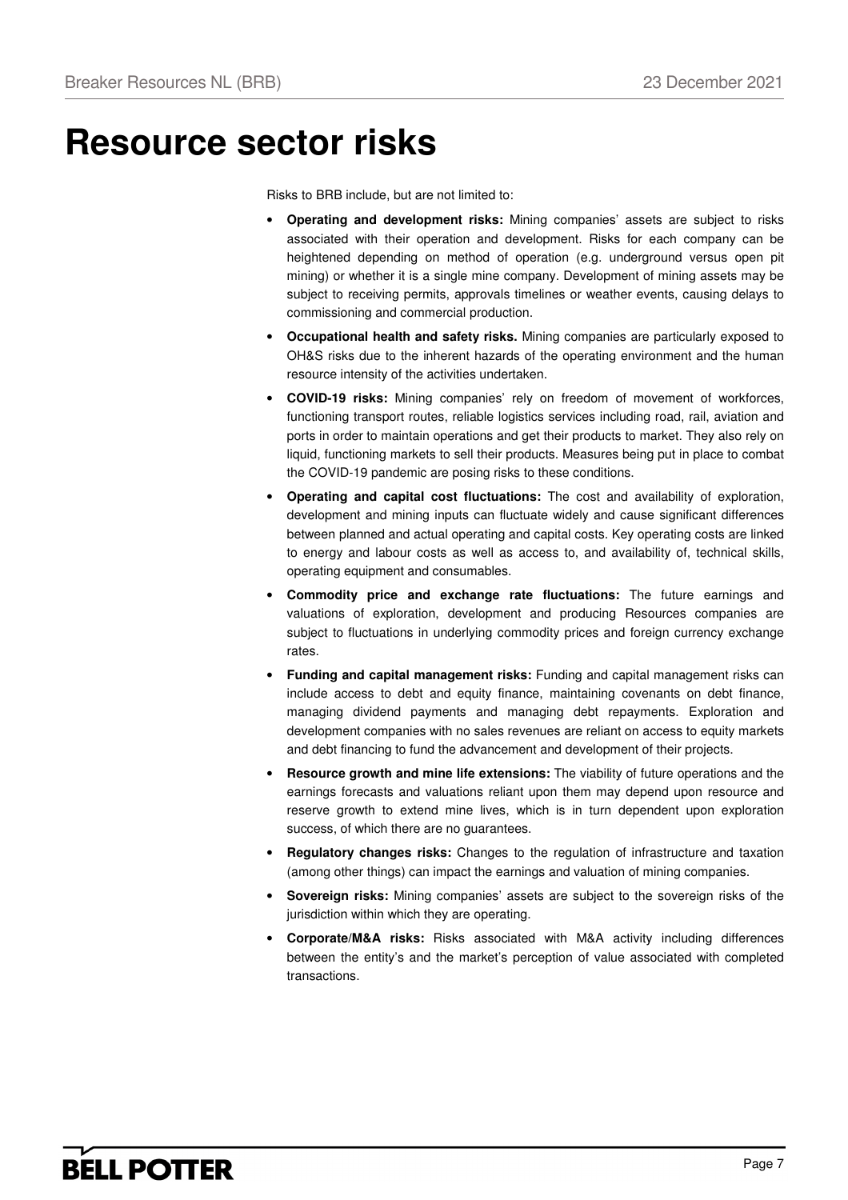# Resource sector risks

Risks to BRB include, but are not limited to:

- **Operating and development risks:** Mining companies' assets are subject to risks associated with their operation and development. Risks for each company can be heightened depending on method of operation (e.g. underground versus open pit mining) or whether it is a single mine company. Development of mining assets may be subject to receiving permits, approvals timelines or weather events, causing delays to commissioning and commercial production.
- **Occupational health and safety risks.** Mining companies are particularly exposed to OH&S risks due to the inherent hazards of the operating environment and the human resource intensity of the activities undertaken.
- **COVID-19 risks:** Mining companies' rely on freedom of movement of workforces, functioning transport routes, reliable logistics services including road, rail, aviation and ports in order to maintain operations and get their products to market. They also rely on liquid, functioning markets to sell their products. Measures being put in place to combat the COVID-19 pandemic are posing risks to these conditions.
- **Operating and capital cost fluctuations:** The cost and availability of exploration, development and mining inputs can fluctuate widely and cause significant differences between planned and actual operating and capital costs. Key operating costs are linked to energy and labour costs as well as access to, and availability of, technical skills, operating equipment and consumables.
- **Commodity price and exchange rate fluctuations:** The future earnings and valuations of exploration, development and producing Resources companies are subject to fluctuations in underlying commodity prices and foreign currency exchange rates.
- **Funding and capital management risks:** Funding and capital management risks can include access to debt and equity finance, maintaining covenants on debt finance, managing dividend payments and managing debt repayments. Exploration and development companies with no sales revenues are reliant on access to equity markets and debt financing to fund the advancement and development of their projects.
- **Resource growth and mine life extensions:** The viability of future operations and the earnings forecasts and valuations reliant upon them may depend upon resource and reserve growth to extend mine lives, which is in turn dependent upon exploration success, of which there are no guarantees.
- **Regulatory changes risks:** Changes to the regulation of infrastructure and taxation (among other things) can impact the earnings and valuation of mining companies.
- **Sovereign risks:** Mining companies' assets are subject to the sovereign risks of the jurisdiction within which they are operating.
- **Corporate/M&A risks:** Risks associated with M&A activity including differences between the entity's and the market's perception of value associated with completed transactions.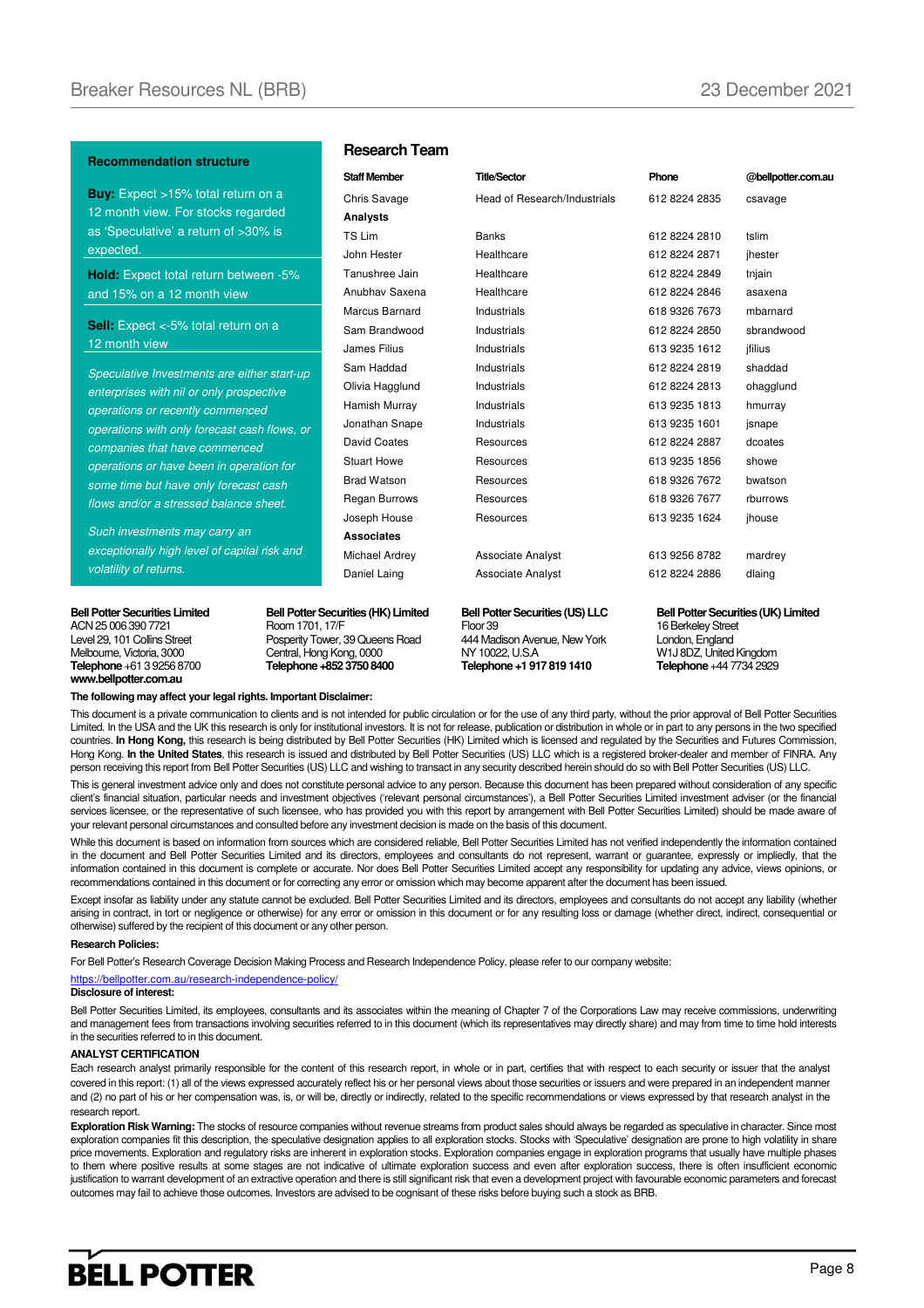**Recommendation structure**

**Buy:** Expect >15% total return on a 12 month view. For stocks regarded as 'Speculative' a return of >30% is expected.

**Hold:** Expect total return between -5% and 15% on a 12 month view

**Sell:** Expect <-5% total return on a 12 month view

*Speculative Investments are either start-up enterprises with nil or only prospective operations or recently commenced operations with only forecast cash flows, or companies that have commenced operations or have been in operation for some time but have only forecast cash flows and/or a stressed balance sheet.*

*Such investments may carry an exceptionally high level of capital risk and volatility of returns.*

## Research Team

| Staff Member | Title/Sector | Phone | @bellpotter.com.au |
|---|---|---|---|
| Chris Savage | Head of Research/Industrials | 612 8224 2835 | csavage |
| **Analysts** | | | |
| TS Lim | Banks | 612 8224 2810 | tslim |
| John Hester | Healthcare | 612 8224 2871 | jhester |
| Tanushree Jain | Healthcare | 612 8224 2849 | tnjain |
| Anubhav Saxena | Healthcare | 612 8224 2846 | asaxena |
| Marcus Barnard | Industrials | 618 9326 7673 | mbarnard |
| Sam Brandwood | Industrials | 612 8224 2850 | sbrandwood |
| James Filius | Industrials | 613 9235 1612 | jfilius |
| Sam Haddad | Industrials | 612 8224 2819 | shaddad |
| Olivia Hagglund | Industrials | 612 8224 2813 | ohagglund |
| Hamish Murray | Industrials | 613 9235 1813 | hmurray |
| Jonathan Snape | Industrials | 613 9235 1601 | jsnape |
| David Coates | Resources | 612 8224 2887 | dcoates |
| Stuart Howe | Resources | 613 9235 1856 | showe |
| Brad Watson | Resources | 618 9326 7672 | bwatson |
| Regan Burrows | Resources | 618 9326 7677 | rburrows |
| Joseph House | Resources | 613 9235 1624 | jhouse |
| **Associates** | | | |
| Michael Ardrey | Associate Analyst | 613 9256 8782 | mardrey |
| Daniel Laing | Associate Analyst | 612 8224 2886 | dlaing |

**Bell Potter Securities Limited**
ACN 25 006 390 7721
Level 29, 101 Collins Street
Melbourne, Victoria, 3000
**Telephone** +61 3 9256 8700
**www.bellpotter.com.au**

**Bell Potter Securities (HK) Limited**
Room 1701, 17/F
Posperity Tower, 39 Queens Road
Central, Hong Kong, 0000
**Telephone +852 3750 8400**

**Bell Potter Securities (US) LLC**
Floor 39
444 Madison Avenue, New York
NY 10022, U.S.A
**Telephone +1 917 819 1410**

**Bell Potter Securities (UK) Limited**
16 Berkeley Street
London, England
W1J 8DZ, United Kingdom
**Telephone** +44 7734 2929

**The following may affect your legal rights. Important Disclaimer:**

This document is a private communication to clients and is not intended for public circulation or for the use of any third party, without the prior approval of Bell Potter Securities Limited. In the USA and the UK this research is only for institutional investors. It is not for release, publication or distribution in whole or in part to any persons in the two specified countries. **In Hong Kong,** this research is being distributed by Bell Potter Securities (HK) Limited which is licensed and regulated by the Securities and Futures Commission, Hong Kong. **In the United States**, this research is issued and distributed by Bell Potter Securities (US) LLC which is a registered broker-dealer and member of FINRA. Any person receiving this report from Bell Potter Securities (US) LLC and wishing to transact in any security described herein should do so with Bell Potter Securities (US) LLC.

This is general investment advice only and does not constitute personal advice to any person. Because this document has been prepared without consideration of any specific client's financial situation, particular needs and investment objectives ('relevant personal circumstances'), a Bell Potter Securities Limited investment adviser (or the financial services licensee, or the representative of such licensee, who has provided you with this report by arrangement with Bell Potter Securities Limited) should be made aware of your relevant personal circumstances and consulted before any investment decision is made on the basis of this document.

While this document is based on information from sources which are considered reliable, Bell Potter Securities Limited has not verified independently the information contained in the document and Bell Potter Securities Limited and its directors, employees and consultants do not represent, warrant or guarantee, expressly or impliedly, that the information contained in this document is complete or accurate. Nor does Bell Potter Securities Limited accept any responsibility for updating any advice, views opinions, or recommendations contained in this document or for correcting any error or omission which may become apparent after the document has been issued.

Except insofar as liability under any statute cannot be excluded. Bell Potter Securities Limited and its directors, employees and consultants do not accept any liability (whether arising in contract, in tort or negligence or otherwise) for any error or omission in this document or for any resulting loss or damage (whether direct, indirect, consequential or otherwise) suffered by the recipient of this document or any other person.

**Research Policies:**

For Bell Potter's Research Coverage Decision Making Process and Research Independence Policy, please refer to our company website:

https://bellpotter.com.au/research-independence-policy/

**Disclosure of interest:**

Bell Potter Securities Limited, its employees, consultants and its associates within the meaning of Chapter 7 of the Corporations Law may receive commissions, underwriting and management fees from transactions involving securities referred to in this document (which its representatives may directly share) and may from time to time hold interests in the securities referred to in this document.

**ANALYST CERTIFICATION**

Each research analyst primarily responsible for the content of this research report, in whole or in part, certifies that with respect to each security or issuer that the analyst covered in this report: (1) all of the views expressed accurately reflect his or her personal views about those securities or issuers and were prepared in an independent manner and (2) no part of his or her compensation was, is, or will be, directly or indirectly, related to the specific recommendations or views expressed by that research analyst in the research report.

**Exploration Risk Warning:** The stocks of resource companies without revenue streams from product sales should always be regarded as speculative in character. Since most exploration companies fit this description, the speculative designation applies to all exploration stocks. Stocks with 'Speculative' designation are prone to high volatility in share price movements. Exploration and regulatory risks are inherent in exploration stocks. Exploration companies engage in exploration programs that usually have multiple phases to them where positive results at some stages are not indicative of ultimate exploration success and even after exploration success, there is often insufficient economic justification to warrant development of an extractive operation and there is still significant risk that even a development project with favourable economic parameters and forecast outcomes may fail to achieve those outcomes. Investors are advised to be cognisant of these risks before buying such a stock as BRB.

**BELL POTTER**